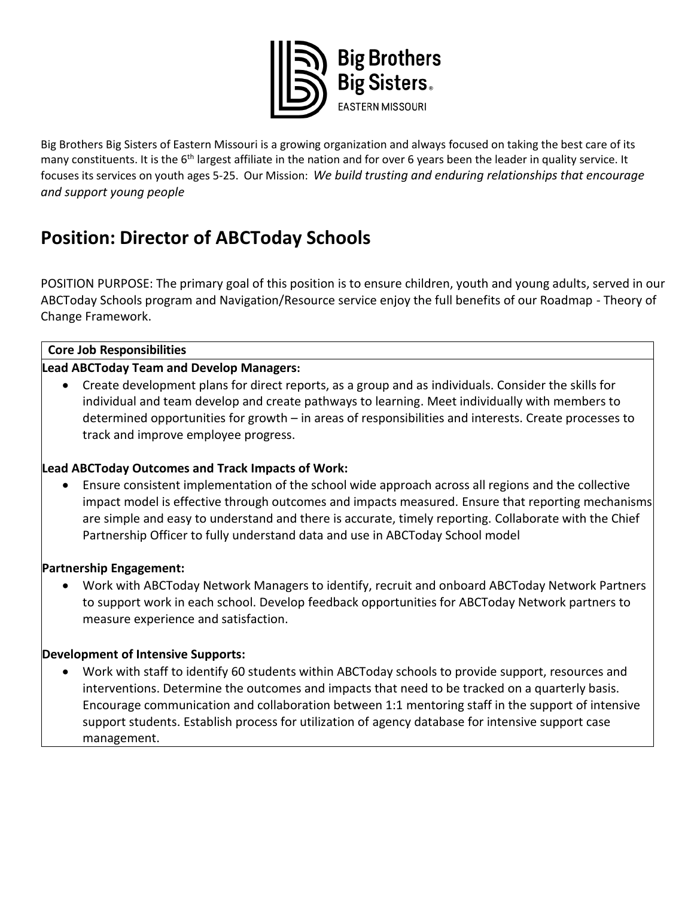Big Brothers Big Sisters of Eastern Missouri is a growing organization and always focused on taking the best care of its many constituents. It is the 6th largest affiliate in the nation and for over 6 years been the leader in quality service. It focuses its services on youth ages 5-25. Our Mission: *We build trusting and enduring relationships that encourage and support young people*

# Position: Director of ABCToday Schools

POSITION PURPOSE: The primary goal of this position is to ensure children, youth and young adults, served in our ABCToday Schools program and Navigation/Resource service enjoy the full benefits of our Roadmap - Theory of Change Framework.

**Core Job Responsibilities**

**Lead ABCToday Team and Develop Managers:**

- Create development plans for direct reports, as a group and as individuals. Consider the skills for individual and team develop and create pathways to learning. Meet individually with members to determined opportunities for growth – in areas of responsibilities and interests. Create processes to track and improve employee progress.

**Lead ABCToday Outcomes and Track Impacts of Work:**

- Ensure consistent implementation of the school wide approach across all regions and the collective impact model is effective through outcomes and impacts measured. Ensure that reporting mechanisms are simple and easy to understand and there is accurate, timely reporting. Collaborate with the Chief Partnership Officer to fully understand data and use in ABCToday School model

**Partnership Engagement:**

- Work with ABCToday Network Managers to identify, recruit and onboard ABCToday Network Partners to support work in each school. Develop feedback opportunities for ABCToday Network partners to measure experience and satisfaction.

**Development of Intensive Supports:**

- Work with staff to identify 60 students within ABCToday schools to provide support, resources and interventions. Determine the outcomes and impacts that need to be tracked on a quarterly basis. Encourage communication and collaboration between 1:1 mentoring staff in the support of intensive support students. Establish process for utilization of agency database for intensive support case management.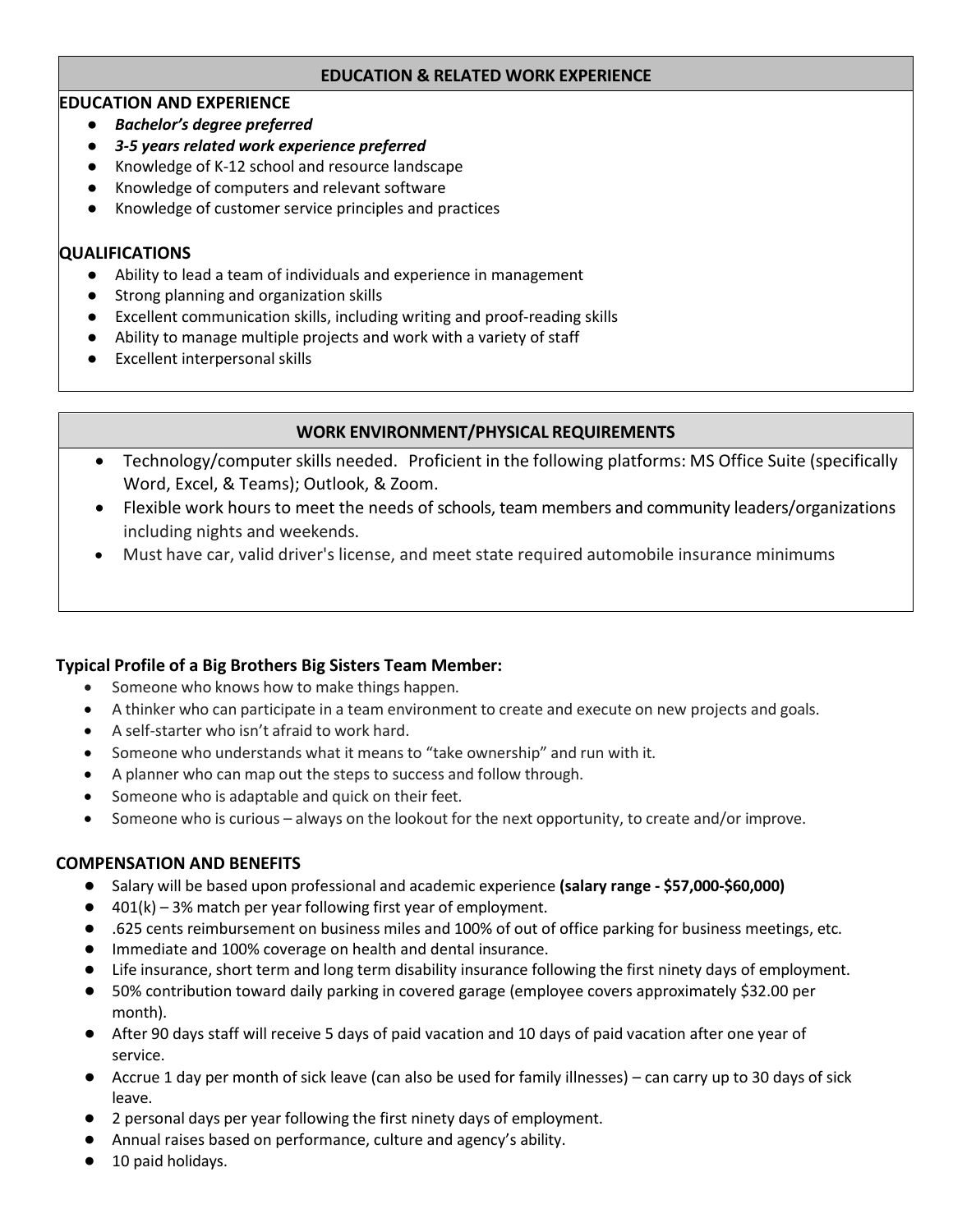## EDUCATION & RELATED WORK EXPERIENCE

### EDUCATION AND EXPERIENCE

- ***Bachelor's degree preferred***
- ***3-5 years related work experience preferred***
- Knowledge of K-12 school and resource landscape
- Knowledge of computers and relevant software
- Knowledge of customer service principles and practices

### QUALIFICATIONS

- Ability to lead a team of individuals and experience in management
- Strong planning and organization skills
- Excellent communication skills, including writing and proof-reading skills
- Ability to manage multiple projects and work with a variety of staff
- Excellent interpersonal skills

## WORK ENVIRONMENT/PHYSICAL REQUIREMENTS

- Technology/computer skills needed. Proficient in the following platforms: MS Office Suite (specifically Word, Excel, & Teams); Outlook, & Zoom.
- Flexible work hours to meet the needs of schools, team members and community leaders/organizations including nights and weekends.
- Must have car, valid driver's license, and meet state required automobile insurance minimums

### Typical Profile of a Big Brothers Big Sisters Team Member:

- Someone who knows how to make things happen.
- A thinker who can participate in a team environment to create and execute on new projects and goals.
- A self-starter who isn't afraid to work hard.
- Someone who understands what it means to "take ownership" and run with it.
- A planner who can map out the steps to success and follow through.
- Someone who is adaptable and quick on their feet.
- Someone who is curious – always on the lookout for the next opportunity, to create and/or improve.

### COMPENSATION AND BENEFITS

- Salary will be based upon professional and academic experience **(salary range - $57,000-$60,000)**
- 401(k) – 3% match per year following first year of employment.
- .625 cents reimbursement on business miles and 100% of out of office parking for business meetings, etc.
- Immediate and 100% coverage on health and dental insurance.
- Life insurance, short term and long term disability insurance following the first ninety days of employment.
- 50% contribution toward daily parking in covered garage (employee covers approximately $32.00 per month).
- After 90 days staff will receive 5 days of paid vacation and 10 days of paid vacation after one year of service.
- Accrue 1 day per month of sick leave (can also be used for family illnesses) – can carry up to 30 days of sick leave.
- 2 personal days per year following the first ninety days of employment.
- Annual raises based on performance, culture and agency's ability.
- 10 paid holidays.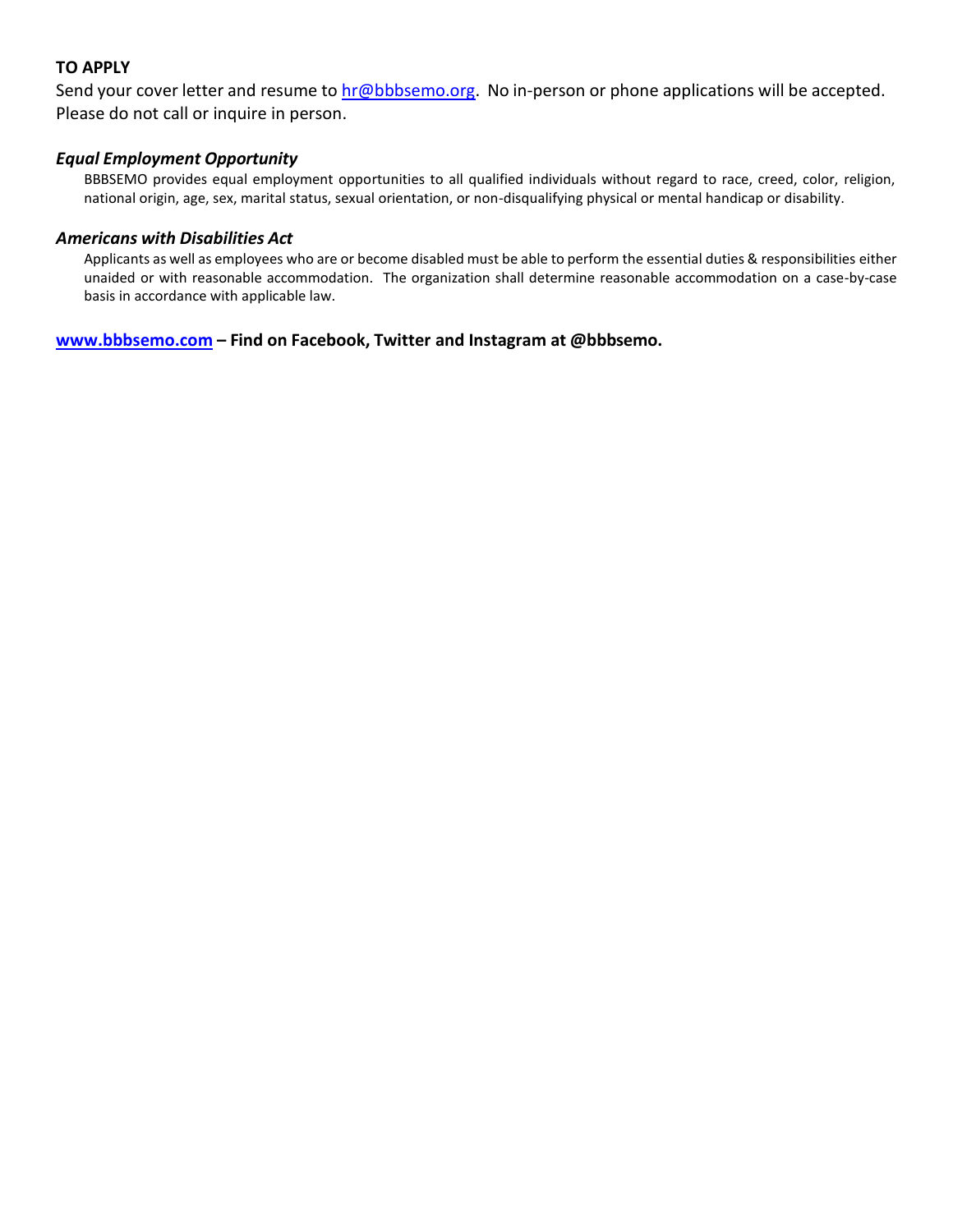## TO APPLY

Send your cover letter and resume to [hr@bbbsemo.org](mailto:hr@bbbsemo.org). No in-person or phone applications will be accepted. Please do not call or inquire in person.

### *Equal Employment Opportunity*

BBBSEMO provides equal employment opportunities to all qualified individuals without regard to race, creed, color, religion, national origin, age, sex, marital status, sexual orientation, or non-disqualifying physical or mental handicap or disability.

### *Americans with Disabilities Act*

Applicants as well as employees who are or become disabled must be able to perform the essential duties & responsibilities either unaided or with reasonable accommodation. The organization shall determine reasonable accommodation on a case-by-case basis in accordance with applicable law.

**[www.bbbsemo.com](http://www.bbbsemo.com) – Find on Facebook, Twitter and Instagram at @bbbsemo.**